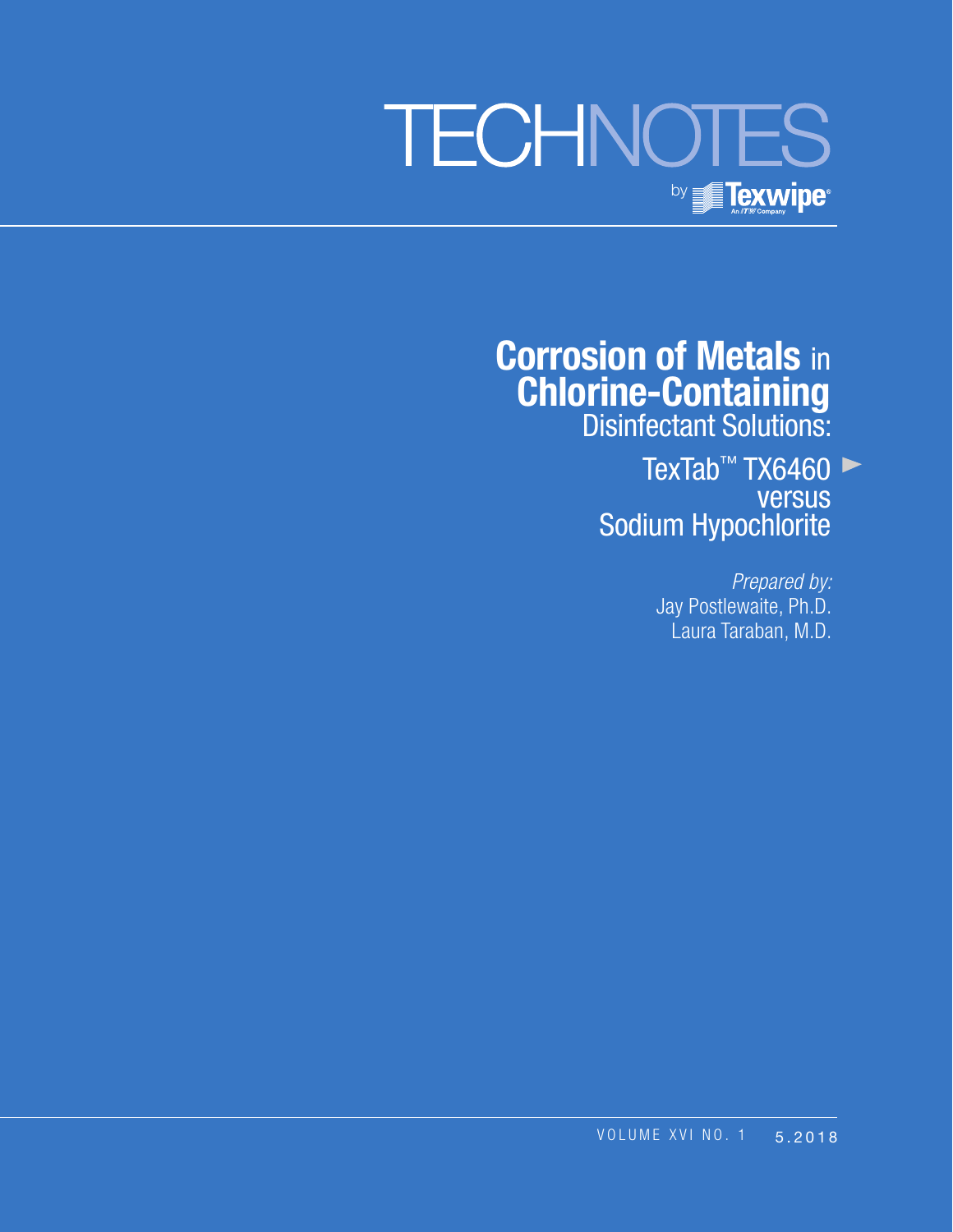# TECHNOTES

by Texwipe

An ITW Company

# Corrosion of Metals in Chlorine-Containing Disinfectant Solutions:

## TexTab™ TX6460 versus Sodium Hypochlorite

*Prepared by:*

Jay Postlewaite, Ph.D.

Laura Taraban, M.D.

VOLUME XVI NO. 1 5.2018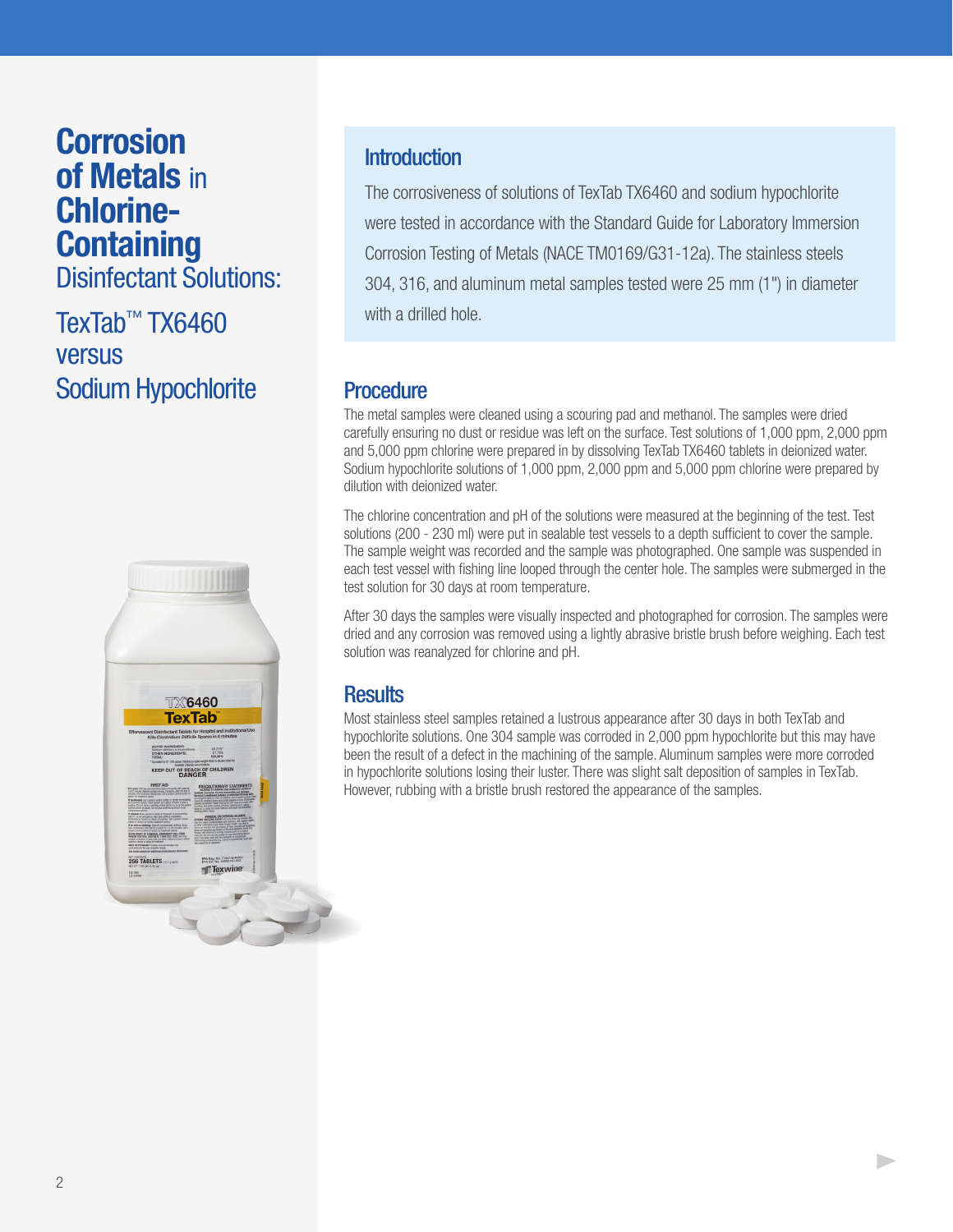# **Corrosion of Metals** in **Chlorine-Containing** Disinfectant Solutions:

TexTab™ TX6460 versus Sodium Hypochlorite

## Introduction

The corrosiveness of solutions of TexTab TX6460 and sodium hypochlorite were tested in accordance with the Standard Guide for Laboratory Immersion Corrosion Testing of Metals (NACE TM0169/G31-12a). The stainless steels 304, 316, and aluminum metal samples tested were 25 mm (1") in diameter with a drilled hole.

## Procedure

The metal samples were cleaned using a scouring pad and methanol. The samples were dried carefully ensuring no dust or residue was left on the surface. Test solutions of 1,000 ppm, 2,000 ppm and 5,000 ppm chlorine were prepared in by dissolving TexTab TX6460 tablets in deionized water. Sodium hypochlorite solutions of 1,000 ppm, 2,000 ppm and 5,000 ppm chlorine were prepared by dilution with deionized water.

The chlorine concentration and pH of the solutions were measured at the beginning of the test. Test solutions (200 - 230 ml) were put in sealable test vessels to a depth sufficient to cover the sample. The sample weight was recorded and the sample was photographed. One sample was suspended in each test vessel with fishing line looped through the center hole. The samples were submerged in the test solution for 30 days at room temperature.

After 30 days the samples were visually inspected and photographed for corrosion. The samples were dried and any corrosion was removed using a lightly abrasive bristle brush before weighing. Each test solution was reanalyzed for chlorine and pH.

## Results

Most stainless steel samples retained a lustrous appearance after 30 days in both TexTab and hypochlorite solutions. One 304 sample was corroded in 2,000 ppm hypochlorite but this may have been the result of a defect in the machining of the sample. Aluminum samples were more corroded in hypochlorite solutions losing their luster. There was slight salt deposition of samples in TexTab. However, rubbing with a bristle brush restored the appearance of the samples.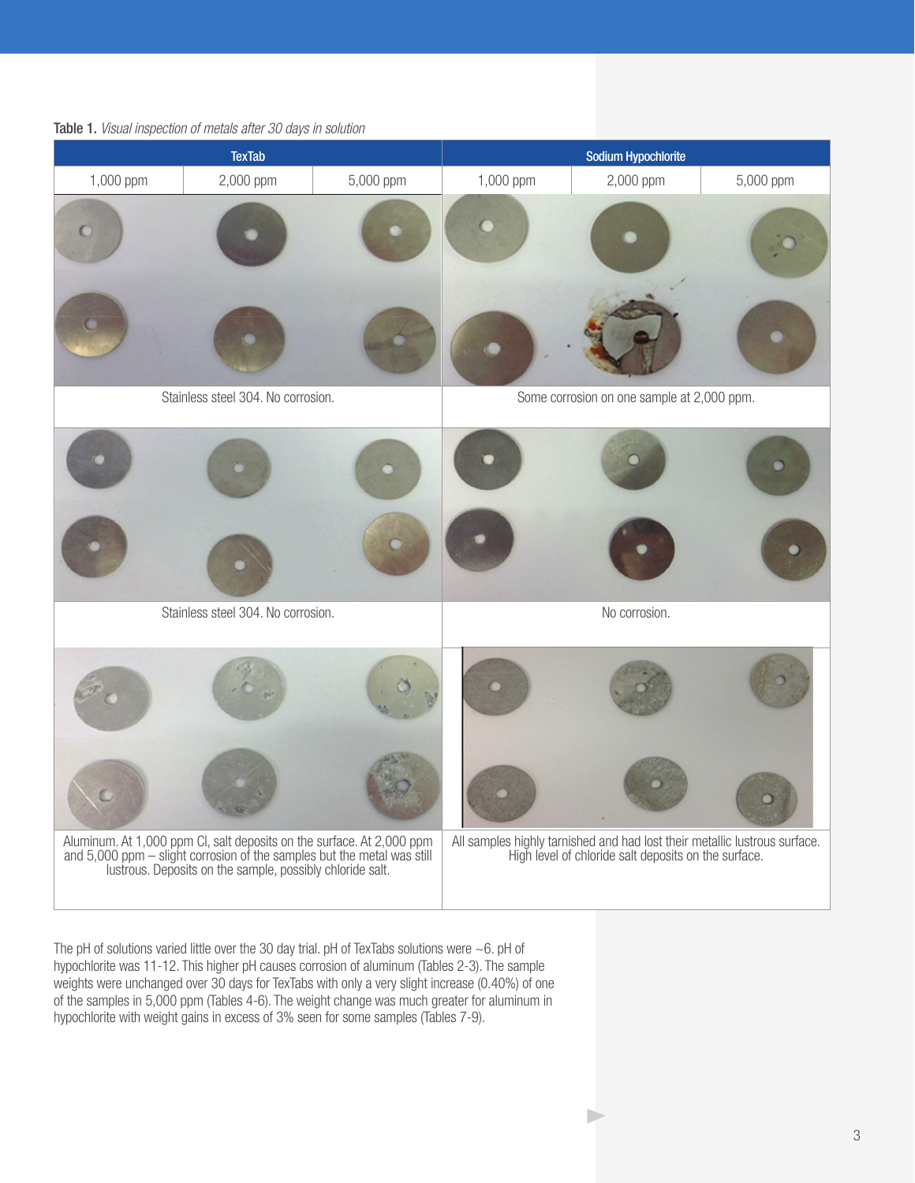**Table 1.** *Visual inspection of metals after 30 days in solution*

| TexTab | | | Sodium Hypochlorite | | |
|---|---|---|---|---|---|
| 1,000 ppm | 2,000 ppm | 5,000 ppm | 1,000 ppm | 2,000 ppm | 5,000 ppm |
| Stainless steel 304. No corrosion. | | | Some corrosion on one sample at 2,000 ppm. | | |
| Stainless steel 304. No corrosion. | | | No corrosion. | | |
| Aluminum. At 1,000 ppm Cl, salt deposits on the surface. At 2,000 ppm and 5,000 ppm – slight corrosion of the samples but the metal was still lustrous. Deposits on the sample, possibly chloride salt. | | | All samples highly tarnished and had lost their metallic lustrous surface. High level of chloride salt deposits on the surface. | | |

The pH of solutions varied little over the 30 day trial. pH of TexTabs solutions were ~6. pH of hypochlorite was 11-12. This higher pH causes corrosion of aluminum (Tables 2-3). The sample weights were unchanged over 30 days for TexTabs with only a very slight increase (0.40%) of one of the samples in 5,000 ppm (Tables 4-6). The weight change was much greater for aluminum in hypochlorite with weight gains in excess of 3% seen for some samples (Tables 7-9).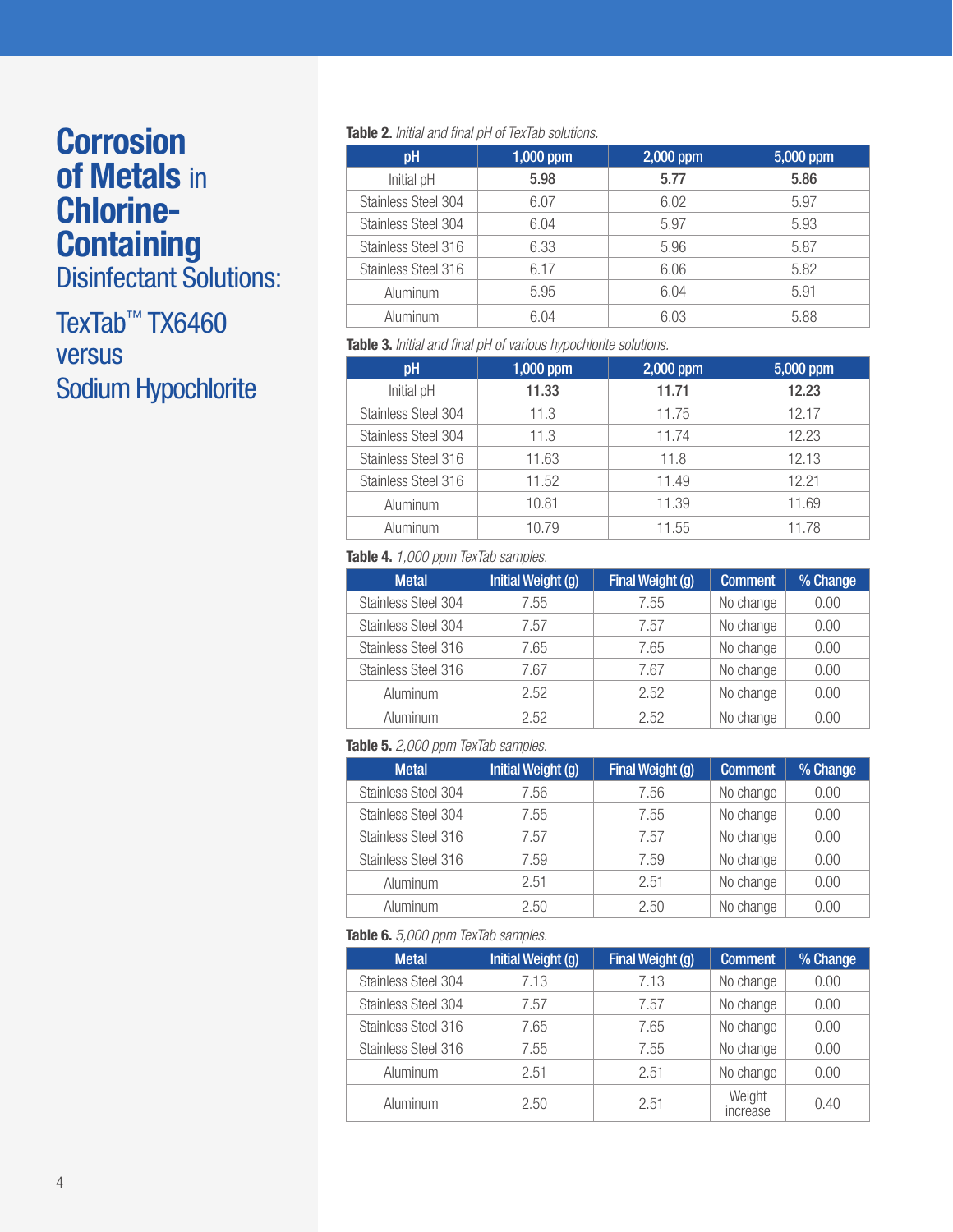# Corrosion of Metals in Chlorine-Containing Disinfectant Solutions:

## TexTab™ TX6460 versus Sodium Hypochlorite

**Table 2.** *Initial and final pH of TexTab solutions.*

| pH | 1,000 ppm | 2,000 ppm | 5,000 ppm |
|---|---|---|---|
| Initial pH | **5.98** | **5.77** | **5.86** |
| Stainless Steel 304 | 6.07 | 6.02 | 5.97 |
| Stainless Steel 304 | 6.04 | 5.97 | 5.93 |
| Stainless Steel 316 | 6.33 | 5.96 | 5.87 |
| Stainless Steel 316 | 6.17 | 6.06 | 5.82 |
| Aluminum | 5.95 | 6.04 | 5.91 |
| Aluminum | 6.04 | 6.03 | 5.88 |

**Table 3.** *Initial and final pH of various hypochlorite solutions.*

| pH | 1,000 ppm | 2,000 ppm | 5,000 ppm |
|---|---|---|---|
| Initial pH | **11.33** | **11.71** | **12.23** |
| Stainless Steel 304 | 11.3 | 11.75 | 12.17 |
| Stainless Steel 304 | 11.3 | 11.74 | 12.23 |
| Stainless Steel 316 | 11.63 | 11.8 | 12.13 |
| Stainless Steel 316 | 11.52 | 11.49 | 12.21 |
| Aluminum | 10.81 | 11.39 | 11.69 |
| Aluminum | 10.79 | 11.55 | 11.78 |

**Table 4.** *1,000 ppm TexTab samples.*

| Metal | Initial Weight (g) | Final Weight (g) | Comment | % Change |
|---|---|---|---|---|
| Stainless Steel 304 | 7.55 | 7.55 | No change | 0.00 |
| Stainless Steel 304 | 7.57 | 7.57 | No change | 0.00 |
| Stainless Steel 316 | 7.65 | 7.65 | No change | 0.00 |
| Stainless Steel 316 | 7.67 | 7.67 | No change | 0.00 |
| Aluminum | 2.52 | 2.52 | No change | 0.00 |
| Aluminum | 2.52 | 2.52 | No change | 0.00 |

**Table 5.** *2,000 ppm TexTab samples.*

| Metal | Initial Weight (g) | Final Weight (g) | Comment | % Change |
|---|---|---|---|---|
| Stainless Steel 304 | 7.56 | 7.56 | No change | 0.00 |
| Stainless Steel 304 | 7.55 | 7.55 | No change | 0.00 |
| Stainless Steel 316 | 7.57 | 7.57 | No change | 0.00 |
| Stainless Steel 316 | 7.59 | 7.59 | No change | 0.00 |
| Aluminum | 2.51 | 2.51 | No change | 0.00 |
| Aluminum | 2.50 | 2.50 | No change | 0.00 |

**Table 6.** *5,000 ppm TexTab samples.*

| Metal | Initial Weight (g) | Final Weight (g) | Comment | % Change |
|---|---|---|---|---|
| Stainless Steel 304 | 7.13 | 7.13 | No change | 0.00 |
| Stainless Steel 304 | 7.57 | 7.57 | No change | 0.00 |
| Stainless Steel 316 | 7.65 | 7.65 | No change | 0.00 |
| Stainless Steel 316 | 7.55 | 7.55 | No change | 0.00 |
| Aluminum | 2.51 | 2.51 | No change | 0.00 |
| Aluminum | 2.50 | 2.51 | Weight increase | 0.40 |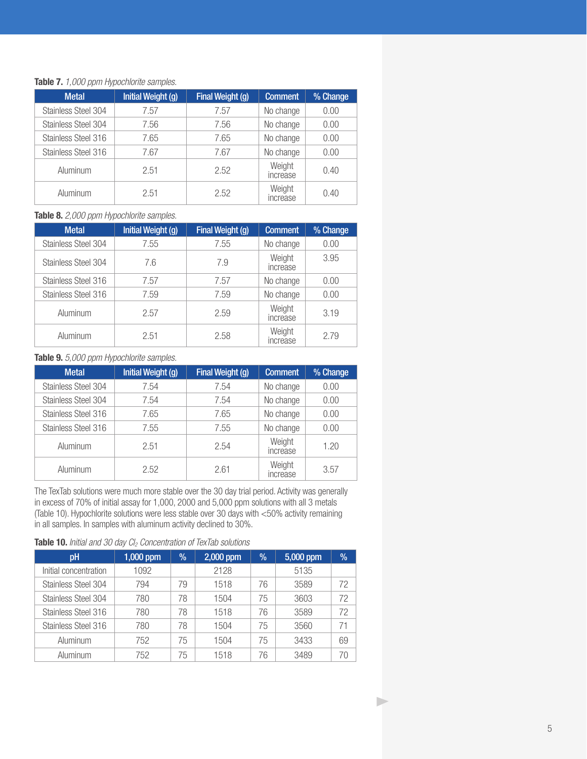**Table 7.** *1,000 ppm Hypochlorite samples.*

| Metal | Initial Weight (g) | Final Weight (g) | Comment | % Change |
|---|---|---|---|---|
| Stainless Steel 304 | 7.57 | 7.57 | No change | 0.00 |
| Stainless Steel 304 | 7.56 | 7.56 | No change | 0.00 |
| Stainless Steel 316 | 7.65 | 7.65 | No change | 0.00 |
| Stainless Steel 316 | 7.67 | 7.67 | No change | 0.00 |
| Aluminum | 2.51 | 2.52 | Weight increase | 0.40 |
| Aluminum | 2.51 | 2.52 | Weight increase | 0.40 |

**Table 8.** *2,000 ppm Hypochlorite samples.*

| Metal | Initial Weight (g) | Final Weight (g) | Comment | % Change |
|---|---|---|---|---|
| Stainless Steel 304 | 7.55 | 7.55 | No change | 0.00 |
| Stainless Steel 304 | 7.6 | 7.9 | Weight increase | 3.95 |
| Stainless Steel 316 | 7.57 | 7.57 | No change | 0.00 |
| Stainless Steel 316 | 7.59 | 7.59 | No change | 0.00 |
| Aluminum | 2.57 | 2.59 | Weight increase | 3.19 |
| Aluminum | 2.51 | 2.58 | Weight increase | 2.79 |

**Table 9.** *5,000 ppm Hypochlorite samples.*

| Metal | Initial Weight (g) | Final Weight (g) | Comment | % Change |
|---|---|---|---|---|
| Stainless Steel 304 | 7.54 | 7.54 | No change | 0.00 |
| Stainless Steel 304 | 7.54 | 7.54 | No change | 0.00 |
| Stainless Steel 316 | 7.65 | 7.65 | No change | 0.00 |
| Stainless Steel 316 | 7.55 | 7.55 | No change | 0.00 |
| Aluminum | 2.51 | 2.54 | Weight increase | 1.20 |
| Aluminum | 2.52 | 2.61 | Weight increase | 3.57 |

The TexTab solutions were much more stable over the 30 day trial period. Activity was generally in excess of 70% of initial assay for 1,000, 2000 and 5,000 ppm solutions with all 3 metals (Table 10). Hypochlorite solutions were less stable over 30 days with <50% activity remaining in all samples. In samples with aluminum activity declined to 30%.

**Table 10.** *Initial and 30 day $Cl_2$ Concentration of TexTab solutions*

| pH | 1,000 ppm | % | 2,000 ppm | % | 5,000 ppm | % |
|---|---|---|---|---|---|---|
| Initial concentration | 1092 | | 2128 | | 5135 | |
| Stainless Steel 304 | 794 | 79 | 1518 | 76 | 3589 | 72 |
| Stainless Steel 304 | 780 | 78 | 1504 | 75 | 3603 | 72 |
| Stainless Steel 316 | 780 | 78 | 1518 | 76 | 3589 | 72 |
| Stainless Steel 316 | 780 | 78 | 1504 | 75 | 3560 | 71 |
| Aluminum | 752 | 75 | 1504 | 75 | 3433 | 69 |
| Aluminum | 752 | 75 | 1518 | 76 | 3489 | 70 |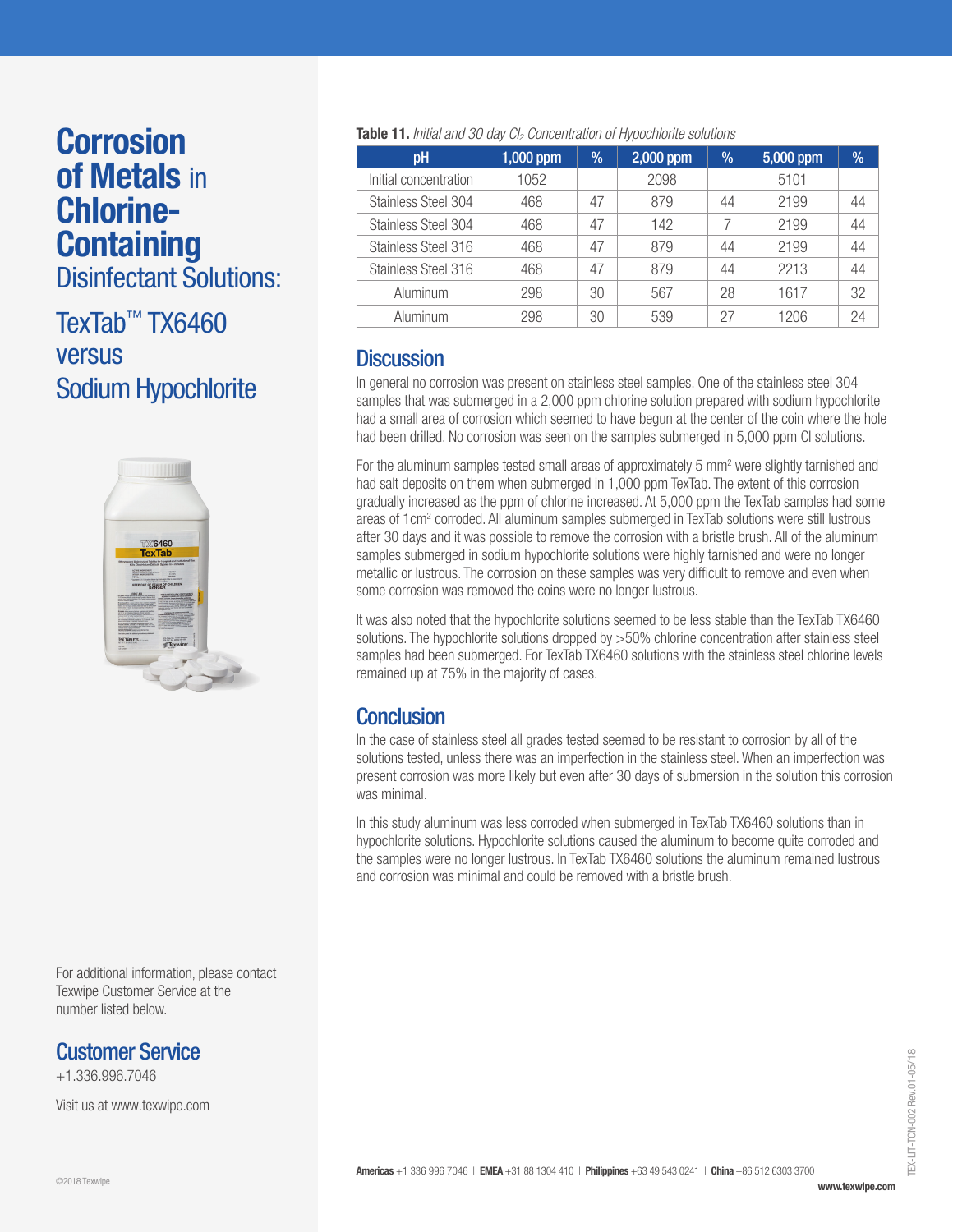# Corrosion of Metals in Chlorine-Containing Disinfectant Solutions:

## TexTab™ TX6460 versus Sodium Hypochlorite

**Table 11.** *Initial and 30 day $Cl_2$ Concentration of Hypochlorite solutions*

| pH | 1,000 ppm | % | 2,000 ppm | % | 5,000 ppm | % |
|---|---|---|---|---|---|---|
| Initial concentration | 1052 | | 2098 | | 5101 | |
| Stainless Steel 304 | 468 | 47 | 879 | 44 | 2199 | 44 |
| Stainless Steel 304 | 468 | 47 | 142 | 7 | 2199 | 44 |
| Stainless Steel 316 | 468 | 47 | 879 | 44 | 2199 | 44 |
| Stainless Steel 316 | 468 | 47 | 879 | 44 | 2213 | 44 |
| Aluminum | 298 | 30 | 567 | 28 | 1617 | 32 |
| Aluminum | 298 | 30 | 539 | 27 | 1206 | 24 |

## Discussion

In general no corrosion was present on stainless steel samples. One of the stainless steel 304 samples that was submerged in a 2,000 ppm chlorine solution prepared with sodium hypochlorite had a small area of corrosion which seemed to have begun at the center of the coin where the hole had been drilled. No corrosion was seen on the samples submerged in 5,000 ppm Cl solutions.

For the aluminum samples tested small areas of approximately 5 $mm^2$ were slightly tarnished and had salt deposits on them when submerged in 1,000 ppm TexTab. The extent of this corrosion gradually increased as the ppm of chlorine increased. At 5,000 ppm the TexTab samples had some areas of 1$cm^2$ corroded. All aluminum samples submerged in TexTab solutions were still lustrous after 30 days and it was possible to remove the corrosion with a bristle brush. All of the aluminum samples submerged in sodium hypochlorite solutions were highly tarnished and were no longer metallic or lustrous. The corrosion on these samples was very difficult to remove and even when some corrosion was removed the coins were no longer lustrous.

It was also noted that the hypochlorite solutions seemed to be less stable than the TexTab TX6460 solutions. The hypochlorite solutions dropped by >50% chlorine concentration after stainless steel samples had been submerged. For TexTab TX6460 solutions with the stainless steel chlorine levels remained up at 75% in the majority of cases.

## Conclusion

In the case of stainless steel all grades tested seemed to be resistant to corrosion by all of the solutions tested, unless there was an imperfection in the stainless steel. When an imperfection was present corrosion was more likely but even after 30 days of submersion in the solution this corrosion was minimal.

In this study aluminum was less corroded when submerged in TexTab TX6460 solutions than in hypochlorite solutions. Hypochlorite solutions caused the aluminum to become quite corroded and the samples were no longer lustrous. In TexTab TX6460 solutions the aluminum remained lustrous and corrosion was minimal and could be removed with a bristle brush.

For additional information, please contact Texwipe Customer Service at the number listed below.

## Customer Service

+1.336.996.7046

Visit us at www.texwipe.com

**Americas** +1 336 996 7046 | **EMEA** +31 88 1304 410 | **Philippines** +63 49 543 0241 | **China** +86 512 6303 3700

**www.texwipe.com**

TEX-LIT-TCN-002 Rev.01-05/18

©2018 Texwipe